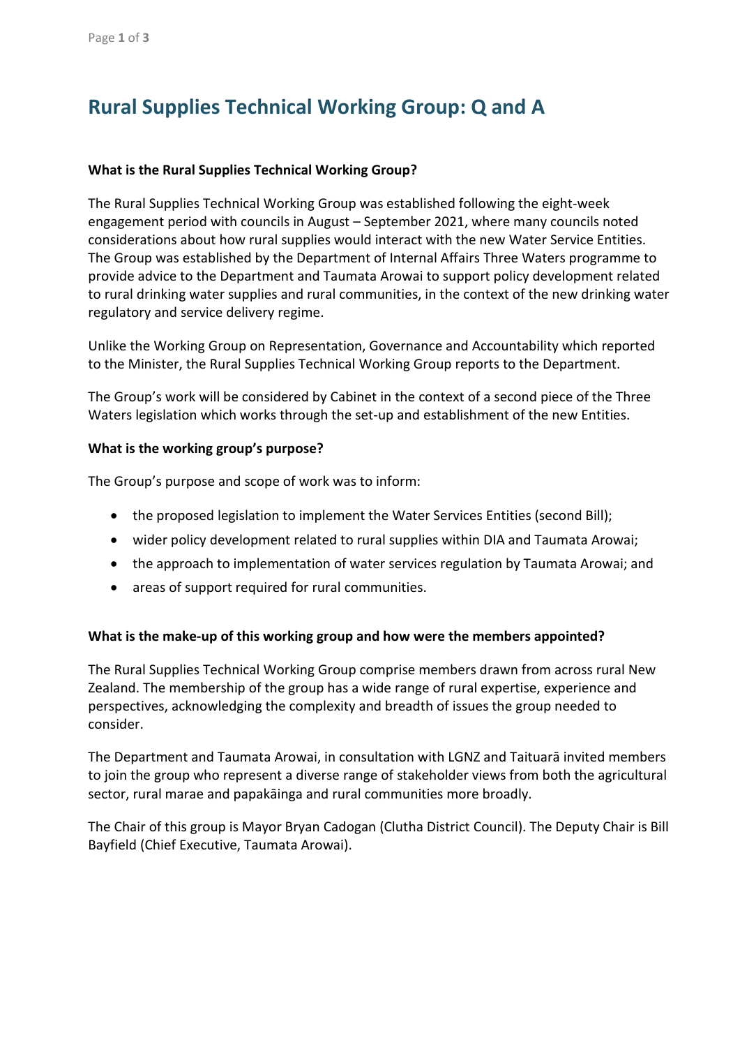# Rural Supplies Technical Working Group: Q and A

**What is the Rural Supplies Technical Working Group?**

The Rural Supplies Technical Working Group was established following the eight-week engagement period with councils in August – September 2021, where many councils noted considerations about how rural supplies would interact with the new Water Service Entities. The Group was established by the Department of Internal Affairs Three Waters programme to provide advice to the Department and Taumata Arowai to support policy development related to rural drinking water supplies and rural communities, in the context of the new drinking water regulatory and service delivery regime.

Unlike the Working Group on Representation, Governance and Accountability which reported to the Minister, the Rural Supplies Technical Working Group reports to the Department.

The Group's work will be considered by Cabinet in the context of a second piece of the Three Waters legislation which works through the set-up and establishment of the new Entities.

**What is the working group's purpose?**

The Group's purpose and scope of work was to inform:

- the proposed legislation to implement the Water Services Entities (second Bill);
- wider policy development related to rural supplies within DIA and Taumata Arowai;
- the approach to implementation of water services regulation by Taumata Arowai; and
- areas of support required for rural communities.

**What is the make-up of this working group and how were the members appointed?**

The Rural Supplies Technical Working Group comprise members drawn from across rural New Zealand. The membership of the group has a wide range of rural expertise, experience and perspectives, acknowledging the complexity and breadth of issues the group needed to consider.

The Department and Taumata Arowai, in consultation with LGNZ and Taituarā invited members to join the group who represent a diverse range of stakeholder views from both the agricultural sector, rural marae and papakāinga and rural communities more broadly.

The Chair of this group is Mayor Bryan Cadogan (Clutha District Council). The Deputy Chair is Bill Bayfield (Chief Executive, Taumata Arowai).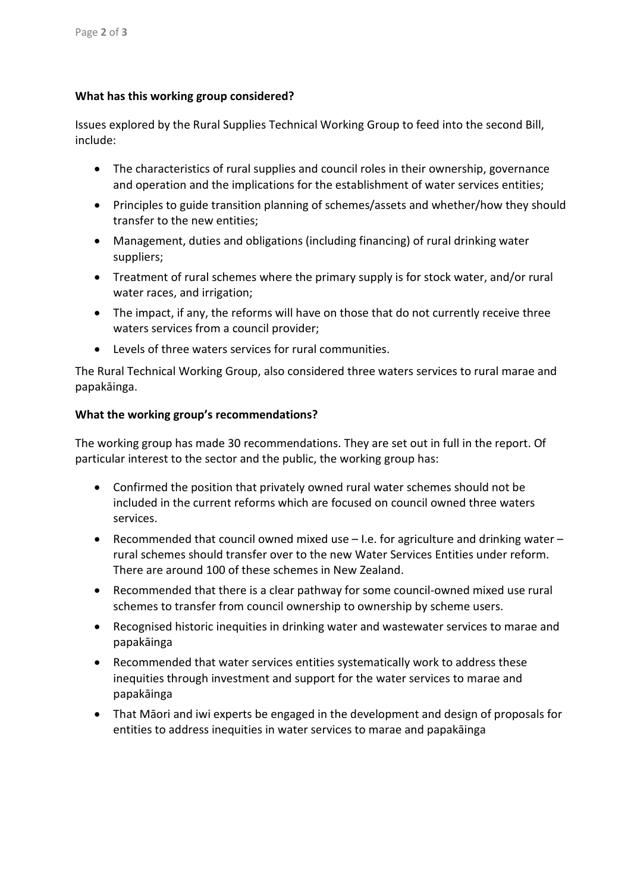**What has this working group considered?**

Issues explored by the Rural Supplies Technical Working Group to feed into the second Bill, include:

- The characteristics of rural supplies and council roles in their ownership, governance and operation and the implications for the establishment of water services entities;
- Principles to guide transition planning of schemes/assets and whether/how they should transfer to the new entities;
- Management, duties and obligations (including financing) of rural drinking water suppliers;
- Treatment of rural schemes where the primary supply is for stock water, and/or rural water races, and irrigation;
- The impact, if any, the reforms will have on those that do not currently receive three waters services from a council provider;
- Levels of three waters services for rural communities.

The Rural Technical Working Group, also considered three waters services to rural marae and papakāinga.

**What the working group's recommendations?**

The working group has made 30 recommendations. They are set out in full in the report. Of particular interest to the sector and the public, the working group has:

- Confirmed the position that privately owned rural water schemes should not be included in the current reforms which are focused on council owned three waters services.
- Recommended that council owned mixed use – I.e. for agriculture and drinking water – rural schemes should transfer over to the new Water Services Entities under reform. There are around 100 of these schemes in New Zealand.
- Recommended that there is a clear pathway for some council-owned mixed use rural schemes to transfer from council ownership to ownership by scheme users.
- Recognised historic inequities in drinking water and wastewater services to marae and papakāinga
- Recommended that water services entities systematically work to address these inequities through investment and support for the water services to marae and papakāinga
- That Māori and iwi experts be engaged in the development and design of proposals for entities to address inequities in water services to marae and papakāinga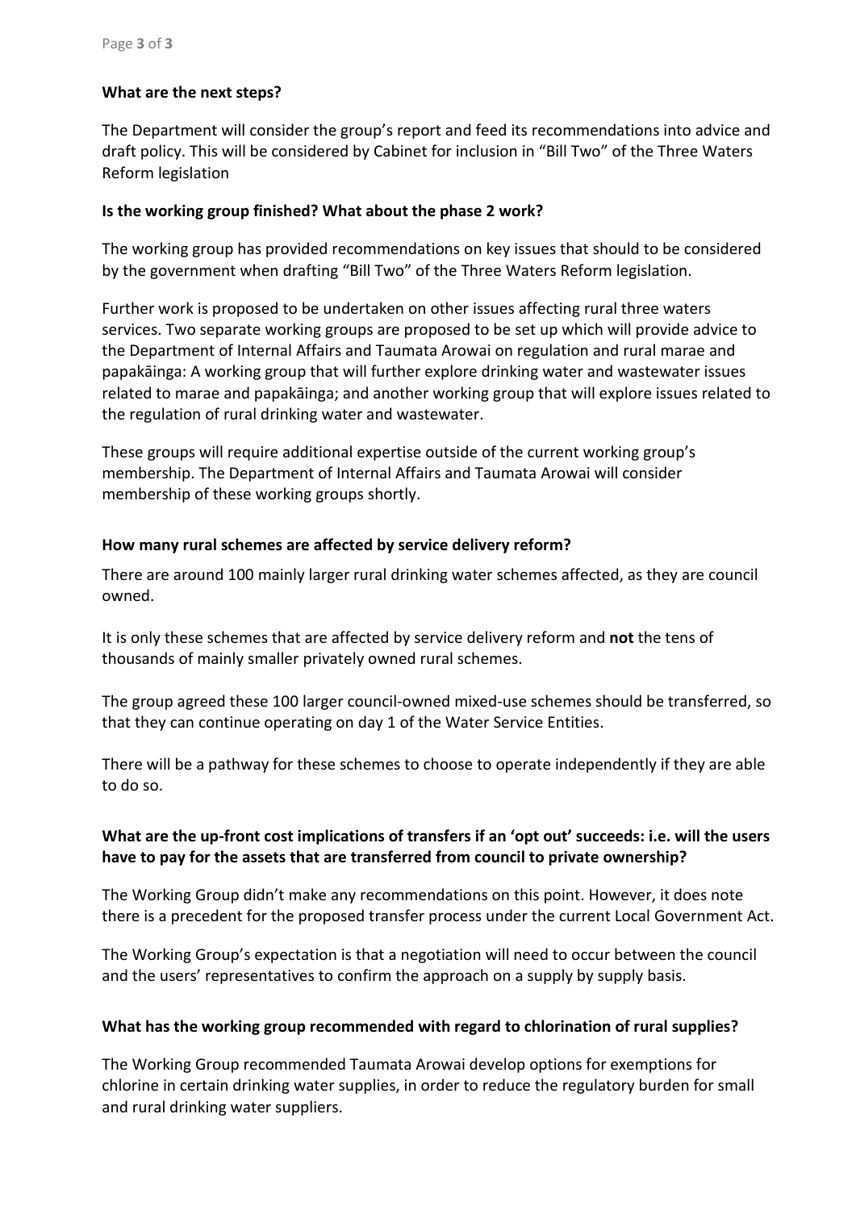**What are the next steps?**

The Department will consider the group's report and feed its recommendations into advice and draft policy. This will be considered by Cabinet for inclusion in "Bill Two" of the Three Waters Reform legislation

**Is the working group finished? What about the phase 2 work?**

The working group has provided recommendations on key issues that should to be considered by the government when drafting "Bill Two" of the Three Waters Reform legislation.

Further work is proposed to be undertaken on other issues affecting rural three waters services. Two separate working groups are proposed to be set up which will provide advice to the Department of Internal Affairs and Taumata Arowai on regulation and rural marae and papakāinga: A working group that will further explore drinking water and wastewater issues related to marae and papakāinga; and another working group that will explore issues related to the regulation of rural drinking water and wastewater.

These groups will require additional expertise outside of the current working group's membership. The Department of Internal Affairs and Taumata Arowai will consider membership of these working groups shortly.

**How many rural schemes are affected by service delivery reform?**

There are around 100 mainly larger rural drinking water schemes affected, as they are council owned.

It is only these schemes that are affected by service delivery reform and **not** the tens of thousands of mainly smaller privately owned rural schemes.

The group agreed these 100 larger council-owned mixed-use schemes should be transferred, so that they can continue operating on day 1 of the Water Service Entities.

There will be a pathway for these schemes to choose to operate independently if they are able to do so.

**What are the up-front cost implications of transfers if an 'opt out' succeeds: i.e. will the users have to pay for the assets that are transferred from council to private ownership?**

The Working Group didn't make any recommendations on this point. However, it does note there is a precedent for the proposed transfer process under the current Local Government Act.

The Working Group's expectation is that a negotiation will need to occur between the council and the users' representatives to confirm the approach on a supply by supply basis.

**What has the working group recommended with regard to chlorination of rural supplies?**

The Working Group recommended Taumata Arowai develop options for exemptions for chlorine in certain drinking water supplies, in order to reduce the regulatory burden for small and rural drinking water suppliers.